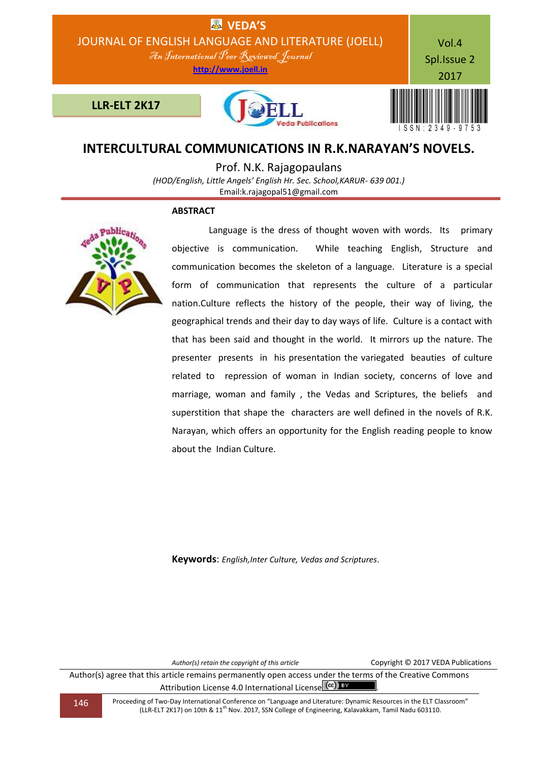# INTERCULTURAL COMMUNICATIONS IN R.K.NARAYAN'S NOVELS.

Prof. N.K. Rajagopaulans

*(HOD/English, Little Angels' English Hr. Sec. School,KARUR- 639 001.)*

Email:k.rajagopal51@gmail.com

## ABSTRACT

Language is the dress of thought woven with words. Its primary objective is communication. While teaching English, Structure and communication becomes the skeleton of a language. Literature is a special form of communication that represents the culture of a particular nation.Culture reflects the history of the people, their way of living, the geographical trends and their day to day ways of life. Culture is a contact with that has been said and thought in the world. It mirrors up the nature. The presenter presents in his presentation the variegated beauties of culture related to repression of woman in Indian society, concerns of love and marriage, woman and family , the Vedas and Scriptures, the beliefs and superstition that shape the characters are well defined in the novels of R.K. Narayan, which offers an opportunity for the English reading people to know about the Indian Culture.

**Keywords**: *English,Inter Culture, Vedas and Scriptures*.

*Author(s) retain the copyright of this article* Copyright © 2017 VEDA Publications

Author(s) agree that this article remains permanently open access under the terms of the Creative Commons Attribution License 4.0 International License.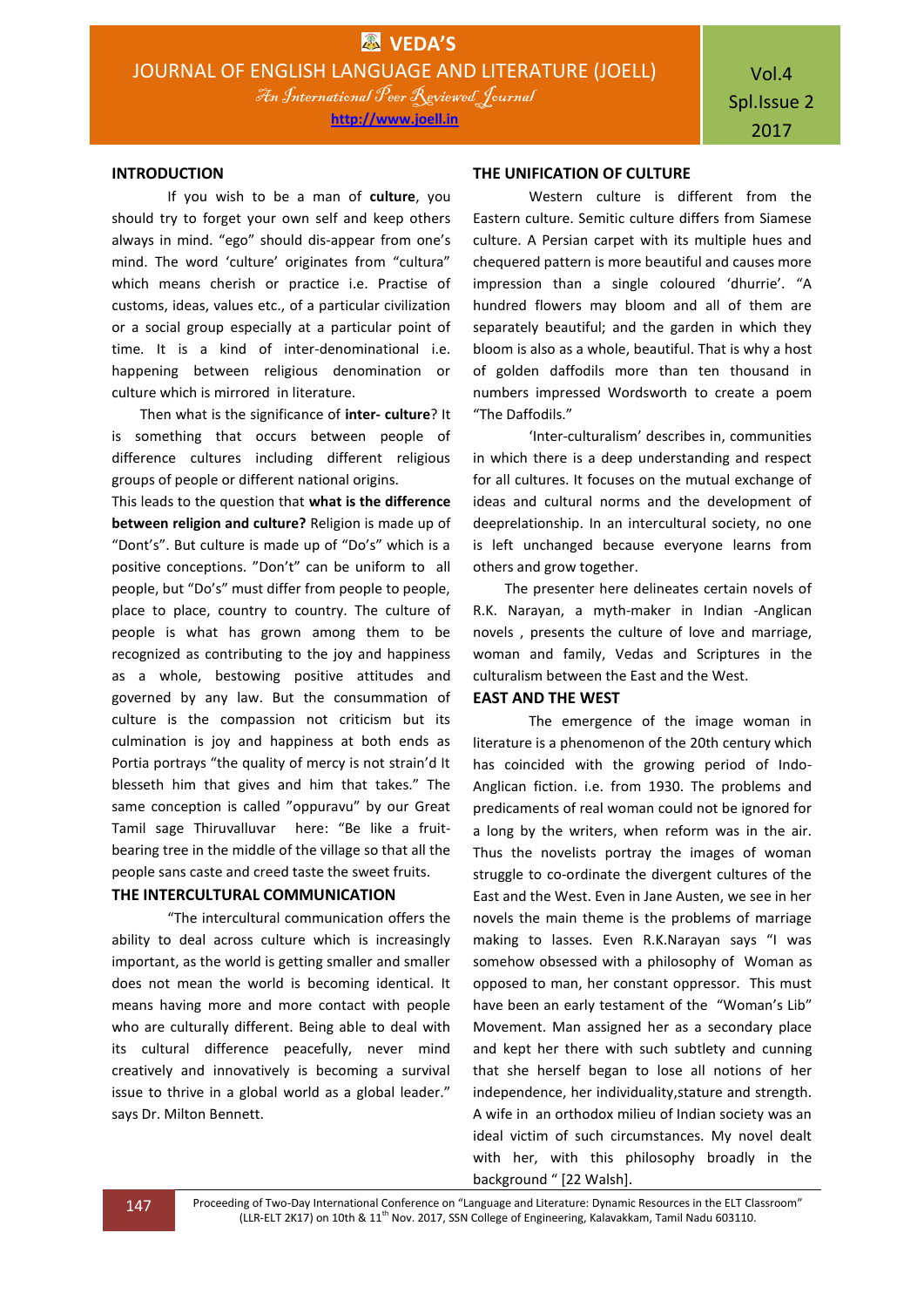## INTRODUCTION

If you wish to be a man of **culture**, you should try to forget your own self and keep others always in mind. "ego" should dis-appear from one's mind. The word 'culture' originates from "cultura" which means cherish or practice i.e. Practise of customs, ideas, values etc., of a particular civilization or a social group especially at a particular point of time. It is a kind of inter-denominational i.e. happening between religious denomination or culture which is mirrored in literature.

Then what is the significance of **inter- culture**? It is something that occurs between people of difference cultures including different religious groups of people or different national origins.

This leads to the question that **what is the difference between religion and culture?** Religion is made up of "Dont's". But culture is made up of "Do's" which is a positive conceptions. "Don't" can be uniform to all people, but "Do's" must differ from people to people, place to place, country to country. The culture of people is what has grown among them to be recognized as contributing to the joy and happiness as a whole, bestowing positive attitudes and governed by any law. But the consummation of culture is the compassion not criticism but its culmination is joy and happiness at both ends as Portia portrays "the quality of mercy is not strain'd It blesseth him that gives and him that takes." The same conception is called "oppuravu" by our Great Tamil sage Thiruvalluvar here: "Be like a fruit-bearing tree in the middle of the village so that all the people sans caste and creed taste the sweet fruits.

## THE INTERCULTURAL COMMUNICATION

"The intercultural communication offers the ability to deal across culture which is increasingly important, as the world is getting smaller and smaller does not mean the world is becoming identical. It means having more and more contact with people who are culturally different. Being able to deal with its cultural difference peacefully, never mind creatively and innovatively is becoming a survival issue to thrive in a global world as a global leader." says Dr. Milton Bennett.

## THE UNIFICATION OF CULTURE

Western culture is different from the Eastern culture. Semitic culture differs from Siamese culture. A Persian carpet with its multiple hues and chequered pattern is more beautiful and causes more impression than a single coloured 'dhurrie'. "A hundred flowers may bloom and all of them are separately beautiful; and the garden in which they bloom is also as a whole, beautiful. That is why a host of golden daffodils more than ten thousand in numbers impressed Wordsworth to create a poem "The Daffodils."

'Inter-culturalism' describes in, communities in which there is a deep understanding and respect for all cultures. It focuses on the mutual exchange of ideas and cultural norms and the development of deeprelationship. In an intercultural society, no one is left unchanged because everyone learns from others and grow together.

The presenter here delineates certain novels of R.K. Narayan, a myth-maker in Indian -Anglican novels , presents the culture of love and marriage, woman and family, Vedas and Scriptures in the culturalism between the East and the West.

## EAST AND THE WEST

The emergence of the image woman in literature is a phenomenon of the 20th century which has coincided with the growing period of Indo-Anglican fiction. i.e. from 1930. The problems and predicaments of real woman could not be ignored for a long by the writers, when reform was in the air. Thus the novelists portray the images of woman struggle to co-ordinate the divergent cultures of the East and the West. Even in Jane Austen, we see in her novels the main theme is the problems of marriage making to lasses. Even R.K.Narayan says "I was somehow obsessed with a philosophy of Woman as opposed to man, her constant oppressor. This must have been an early testament of the "Woman's Lib" Movement. Man assigned her as a secondary place and kept her there with such subtlety and cunning that she herself began to lose all notions of her independence, her individuality,stature and strength. A wife in an orthodox milieu of Indian society was an ideal victim of such circumstances. My novel dealt with her, with this philosophy broadly in the background " [22 Walsh].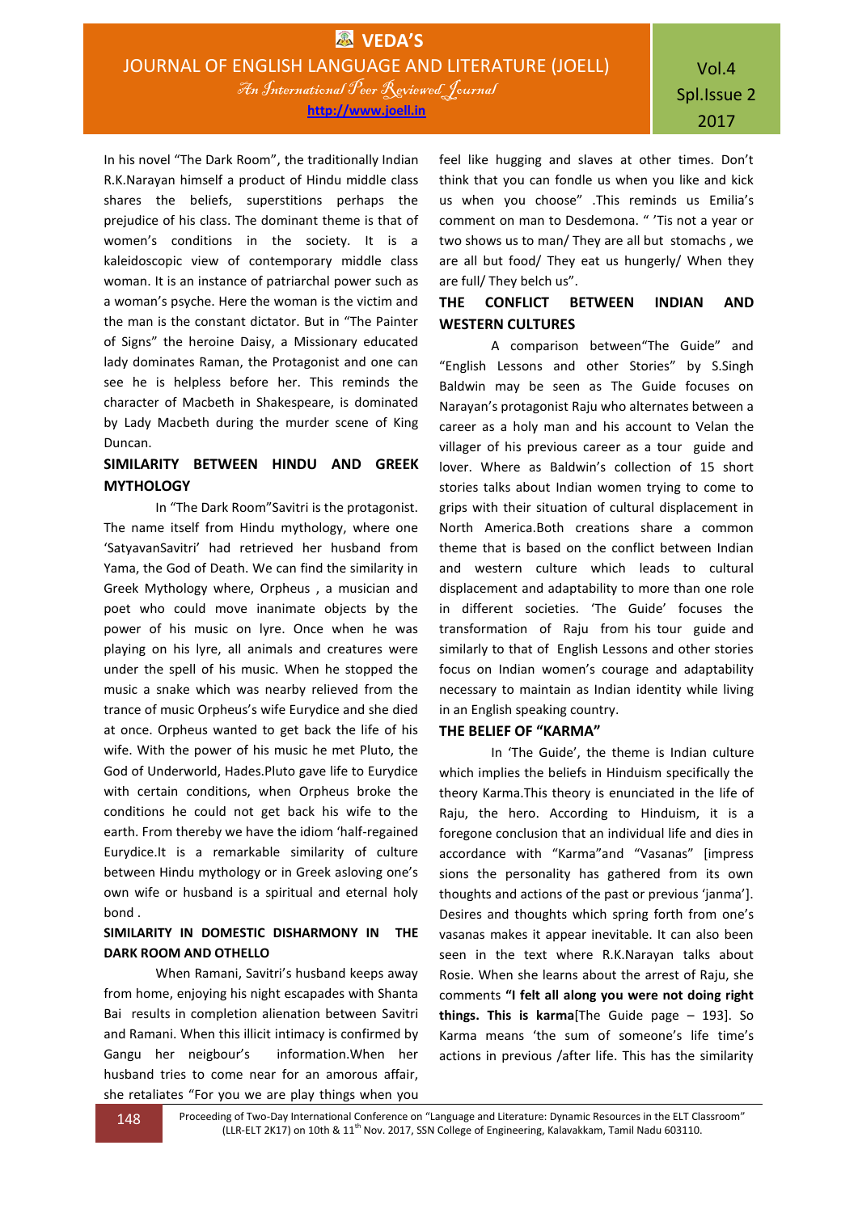In his novel "The Dark Room", the traditionally Indian R.K.Narayan himself a product of Hindu middle class shares the beliefs, superstitions perhaps the prejudice of his class. The dominant theme is that of women's conditions in the society. It is a kaleidoscopic view of contemporary middle class woman. It is an instance of patriarchal power such as a woman's psyche. Here the woman is the victim and the man is the constant dictator. But in "The Painter of Signs" the heroine Daisy, a Missionary educated lady dominates Raman, the Protagonist and one can see he is helpless before her. This reminds the character of Macbeth in Shakespeare, is dominated by Lady Macbeth during the murder scene of King Duncan.

**SIMILARITY BETWEEN HINDU AND GREEK MYTHOLOGY**

In "The Dark Room"Savitri is the protagonist. The name itself from Hindu mythology, where one 'SatyavanSavitri' had retrieved her husband from Yama, the God of Death. We can find the similarity in Greek Mythology where, Orpheus , a musician and poet who could move inanimate objects by the power of his music on lyre. Once when he was playing on his lyre, all animals and creatures were under the spell of his music. When he stopped the music a snake which was nearby relieved from the trance of music Orpheus's wife Eurydice and she died at once. Orpheus wanted to get back the life of his wife. With the power of his music he met Pluto, the God of Underworld, Hades.Pluto gave life to Eurydice with certain conditions, when Orpheus broke the conditions he could not get back his wife to the earth. From thereby we have the idiom 'half-regained Eurydice.It is a remarkable similarity of culture between Hindu mythology or in Greek asloving one's own wife or husband is a spiritual and eternal holy bond .

**SIMILARITY IN DOMESTIC DISHARMONY IN THE DARK ROOM AND OTHELLO**

When Ramani, Savitri's husband keeps away from home, enjoying his night escapades with Shanta Bai results in completion alienation between Savitri and Ramani. When this illicit intimacy is confirmed by Gangu her neigbour's information.When her husband tries to come near for an amorous affair, she retaliates "For you we are play things when you feel like hugging and slaves at other times. Don't think that you can fondle us when you like and kick us when you choose" .This reminds us Emilia's comment on man to Desdemona. " 'Tis not a year or two shows us to man/ They are all but stomachs , we are all but food/ They eat us hungerly/ When they are full/ They belch us".

**THE CONFLICT BETWEEN INDIAN AND WESTERN CULTURES**

A comparison between"The Guide" and "English Lessons and other Stories" by S.Singh Baldwin may be seen as The Guide focuses on Narayan's protagonist Raju who alternates between a career as a holy man and his account to Velan the villager of his previous career as a tour guide and lover. Where as Baldwin's collection of 15 short stories talks about Indian women trying to come to grips with their situation of cultural displacement in North America.Both creations share a common theme that is based on the conflict between Indian and western culture which leads to cultural displacement and adaptability to more than one role in different societies. 'The Guide' focuses the transformation of Raju from his tour guide and similarly to that of English Lessons and other stories focus on Indian women's courage and adaptability necessary to maintain as Indian identity while living in an English speaking country.

**THE BELIEF OF "KARMA"**

In 'The Guide', the theme is Indian culture which implies the beliefs in Hinduism specifically the theory Karma.This theory is enunciated in the life of Raju, the hero. According to Hinduism, it is a foregone conclusion that an individual life and dies in accordance with "Karma"and "Vasanas" [impress sions the personality has gathered from its own thoughts and actions of the past or previous 'janma']. Desires and thoughts which spring forth from one's vasanas makes it appear inevitable. It can also been seen in the text where R.K.Narayan talks about Rosie. When she learns about the arrest of Raju, she comments **"I felt all along you were not doing right things. This is karma**[The Guide page – 193]. So Karma means 'the sum of someone's life time's actions in previous /after life. This has the similarity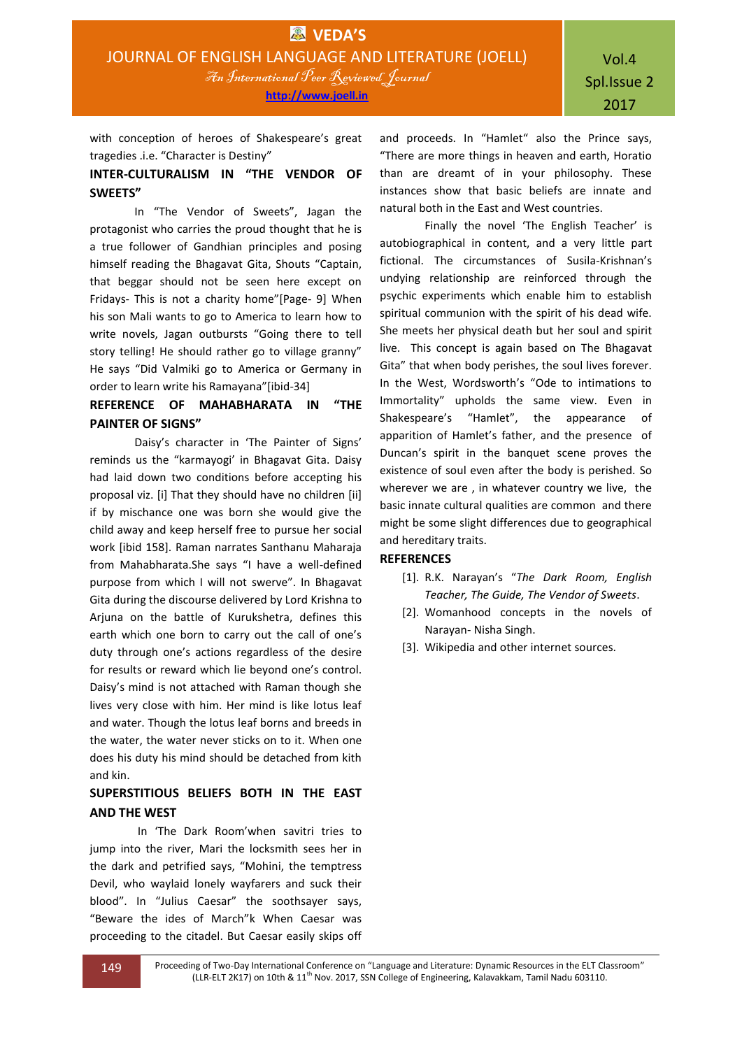with conception of heroes of Shakespeare's great tragedies .i.e. "Character is Destiny"

## INTER-CULTURALISM IN "THE VENDOR OF SWEETS"

In "The Vendor of Sweets", Jagan the protagonist who carries the proud thought that he is a true follower of Gandhian principles and posing himself reading the Bhagavat Gita, Shouts "Captain, that beggar should not be seen here except on Fridays- This is not a charity home"[Page- 9] When his son Mali wants to go to America to learn how to write novels, Jagan outbursts "Going there to tell story telling! He should rather go to village granny" He says "Did Valmiki go to America or Germany in order to learn write his Ramayana"[ibid-34]

## REFERENCE OF MAHABHARATA IN "THE PAINTER OF SIGNS"

Daisy's character in 'The Painter of Signs' reminds us the "karmayogi' in Bhagavat Gita. Daisy had laid down two conditions before accepting his proposal viz. [i] That they should have no children [ii] if by mischance one was born she would give the child away and keep herself free to pursue her social work [ibid 158]. Raman narrates Santhanu Maharaja from Mahabharata.She says "I have a well-defined purpose from which I will not swerve". In Bhagavat Gita during the discourse delivered by Lord Krishna to Arjuna on the battle of Kurukshetra, defines this earth which one born to carry out the call of one's duty through one's actions regardless of the desire for results or reward which lie beyond one's control. Daisy's mind is not attached with Raman though she lives very close with him. Her mind is like lotus leaf and water. Though the lotus leaf borns and breeds in the water, the water never sticks on to it. When one does his duty his mind should be detached from kith and kin.

## SUPERSTITIOUS BELIEFS BOTH IN THE EAST AND THE WEST

In 'The Dark Room'when savitri tries to jump into the river, Mari the locksmith sees her in the dark and petrified says, "Mohini, the temptress Devil, who waylaid lonely wayfarers and suck their blood". In "Julius Caesar" the soothsayer says, "Beware the ides of March"k When Caesar was proceeding to the citadel. But Caesar easily skips off and proceeds. In "Hamlet" also the Prince says, "There are more things in heaven and earth, Horatio than are dreamt of in your philosophy. These instances show that basic beliefs are innate and natural both in the East and West countries.

Finally the novel 'The English Teacher' is autobiographical in content, and a very little part fictional. The circumstances of Susila-Krishnan's undying relationship are reinforced through the psychic experiments which enable him to establish spiritual communion with the spirit of his dead wife. She meets her physical death but her soul and spirit live. This concept is again based on The Bhagavat Gita" that when body perishes, the soul lives forever. In the West, Wordsworth's "Ode to intimations to Immortality" upholds the same view. Even in Shakespeare's "Hamlet", the appearance of apparition of Hamlet's father, and the presence of Duncan's spirit in the banquet scene proves the existence of soul even after the body is perished. So wherever we are , in whatever country we live, the basic innate cultural qualities are common and there might be some slight differences due to geographical and hereditary traits.

## REFERENCES

[1]. R.K. Narayan's "*The Dark Room, English Teacher, The Guide, The Vendor of Sweets*.

[2]. Womanhood concepts in the novels of Narayan- Nisha Singh.

[3]. Wikipedia and other internet sources.